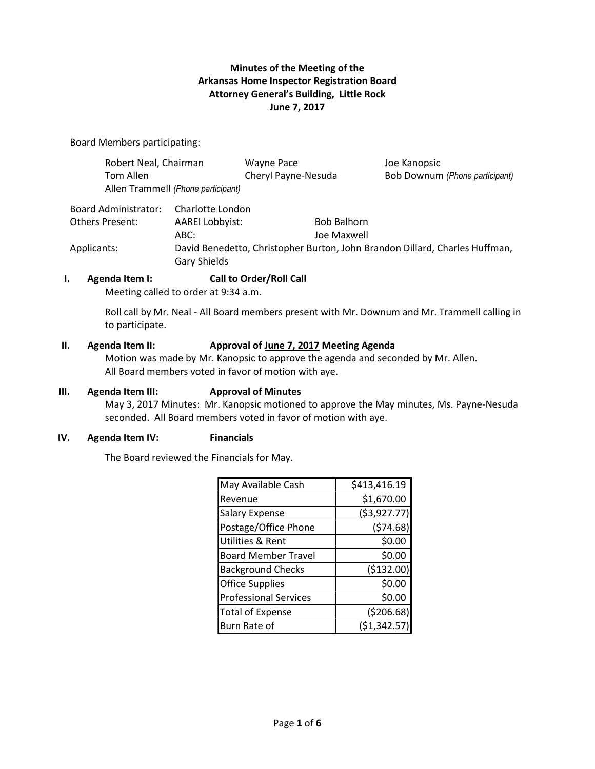**Minutes of the Meeting of the**
**Arkansas Home Inspector Registration Board**
**Attorney General's Building, Little Rock**
**June 7, 2017**

Board Members participating:

| | | |
|---|---|---|
| Robert Neal, Chairman | Wayne Pace | Joe Kanopsic |
| Tom Allen | Cheryl Payne-Nesuda | Bob Downum *(Phone participant)* |
| Allen Trammell *(Phone participant)* | | |

| | | |
|---|---|---|
| Board Administrator: | Charlotte London | |
| Others Present: | AAREI Lobbyist: | Bob Balhorn |
| | ABC: | Joe Maxwell |
| Applicants: | David Benedetto, Christopher Burton, John Brandon Dillard, Charles Huffman, Gary Shields | |

**I. Agenda Item I: Call to Order/Roll Call**

Meeting called to order at 9:34 a.m.

Roll call by Mr. Neal - All Board members present with Mr. Downum and Mr. Trammell calling in to participate.

**II. Agenda Item II: Approval of June 7, 2017 Meeting Agenda**

Motion was made by Mr. Kanopsic to approve the agenda and seconded by Mr. Allen. All Board members voted in favor of motion with aye.

**III. Agenda Item III: Approval of Minutes**

May 3, 2017 Minutes: Mr. Kanopsic motioned to approve the May minutes, Ms. Payne-Nesuda seconded. All Board members voted in favor of motion with aye.

**IV. Agenda Item IV: Financials**

The Board reviewed the Financials for May.

| | |
|---|---:|
| May Available Cash | $413,416.19 |
| Revenue | $1,670.00 |
| Salary Expense | ($3,927.77) |
| Postage/Office Phone | ($74.68) |
| Utilities & Rent | $0.00 |
| Board Member Travel | $0.00 |
| Background Checks | ($132.00) |
| Office Supplies | $0.00 |
| Professional Services | $0.00 |
| Total of Expense | ($206.68) |
| Burn Rate of | ($1,342.57) |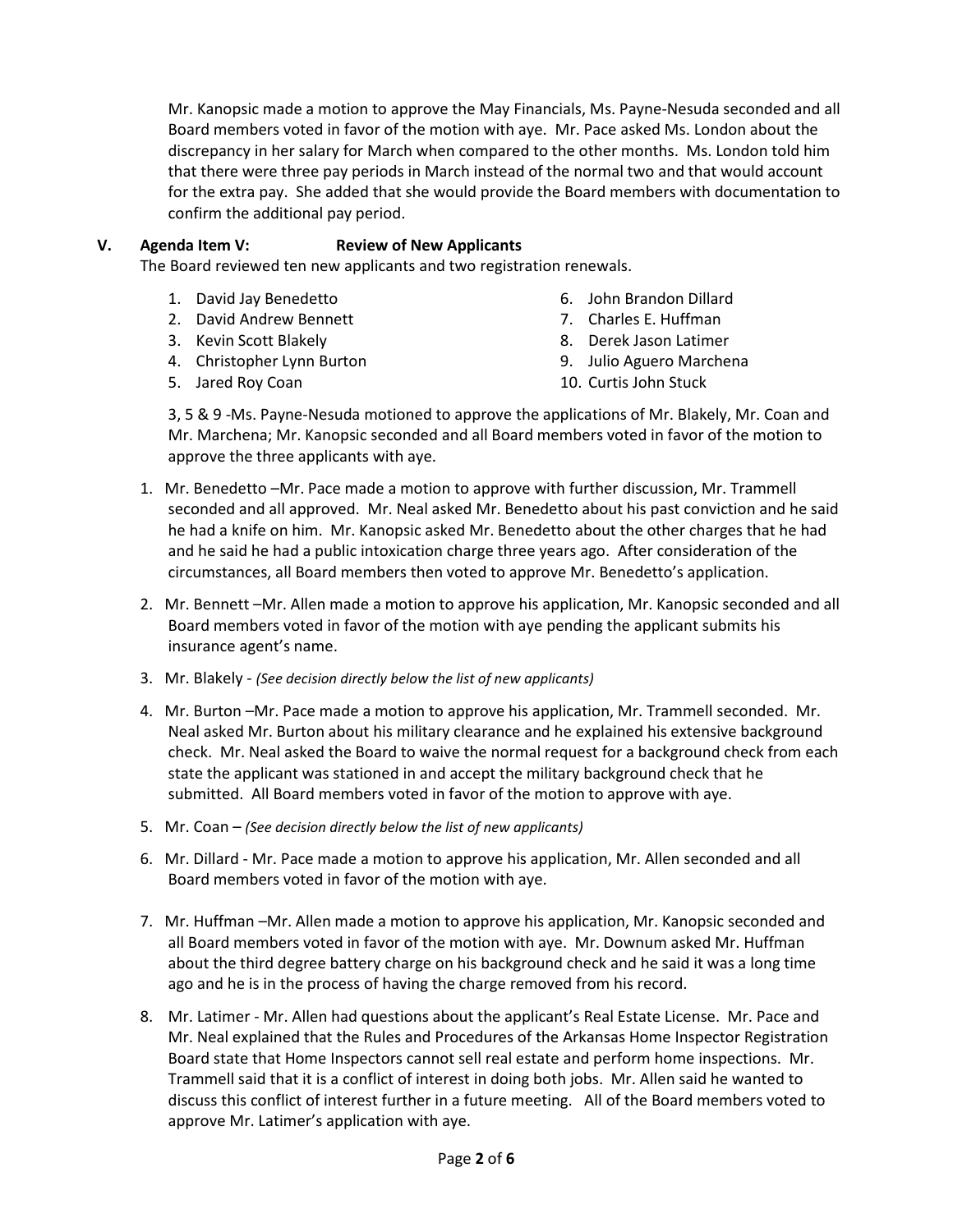Mr. Kanopsic made a motion to approve the May Financials, Ms. Payne-Nesuda seconded and all Board members voted in favor of the motion with aye. Mr. Pace asked Ms. London about the discrepancy in her salary for March when compared to the other months. Ms. London told him that there were three pay periods in March instead of the normal two and that would account for the extra pay. She added that she would provide the Board members with documentation to confirm the additional pay period.

## V. Agenda Item V: Review of New Applicants

The Board reviewed ten new applicants and two registration renewals.

1. David Jay Benedetto
2. David Andrew Bennett
3. Kevin Scott Blakely
4. Christopher Lynn Burton
5. Jared Roy Coan
6. John Brandon Dillard
7. Charles E. Huffman
8. Derek Jason Latimer
9. Julio Aguero Marchena
10. Curtis John Stuck

3, 5 & 9 -Ms. Payne-Nesuda motioned to approve the applications of Mr. Blakely, Mr. Coan and Mr. Marchena; Mr. Kanopsic seconded and all Board members voted in favor of the motion to approve the three applicants with aye.

1. Mr. Benedetto –Mr. Pace made a motion to approve with further discussion, Mr. Trammell seconded and all approved. Mr. Neal asked Mr. Benedetto about his past conviction and he said he had a knife on him. Mr. Kanopsic asked Mr. Benedetto about the other charges that he had and he said he had a public intoxication charge three years ago. After consideration of the circumstances, all Board members then voted to approve Mr. Benedetto's application.
2. Mr. Bennett –Mr. Allen made a motion to approve his application, Mr. Kanopsic seconded and all Board members voted in favor of the motion with aye pending the applicant submits his insurance agent's name.
3. Mr. Blakely - *(See decision directly below the list of new applicants)*
4. Mr. Burton –Mr. Pace made a motion to approve his application, Mr. Trammell seconded. Mr. Neal asked Mr. Burton about his military clearance and he explained his extensive background check. Mr. Neal asked the Board to waive the normal request for a background check from each state the applicant was stationed in and accept the military background check that he submitted. All Board members voted in favor of the motion to approve with aye.
5. Mr. Coan – *(See decision directly below the list of new applicants)*
6. Mr. Dillard - Mr. Pace made a motion to approve his application, Mr. Allen seconded and all Board members voted in favor of the motion with aye.
7. Mr. Huffman –Mr. Allen made a motion to approve his application, Mr. Kanopsic seconded and all Board members voted in favor of the motion with aye. Mr. Downum asked Mr. Huffman about the third degree battery charge on his background check and he said it was a long time ago and he is in the process of having the charge removed from his record.
8. Mr. Latimer - Mr. Allen had questions about the applicant's Real Estate License. Mr. Pace and Mr. Neal explained that the Rules and Procedures of the Arkansas Home Inspector Registration Board state that Home Inspectors cannot sell real estate and perform home inspections. Mr. Trammell said that it is a conflict of interest in doing both jobs. Mr. Allen said he wanted to discuss this conflict of interest further in a future meeting. All of the Board members voted to approve Mr. Latimer's application with aye.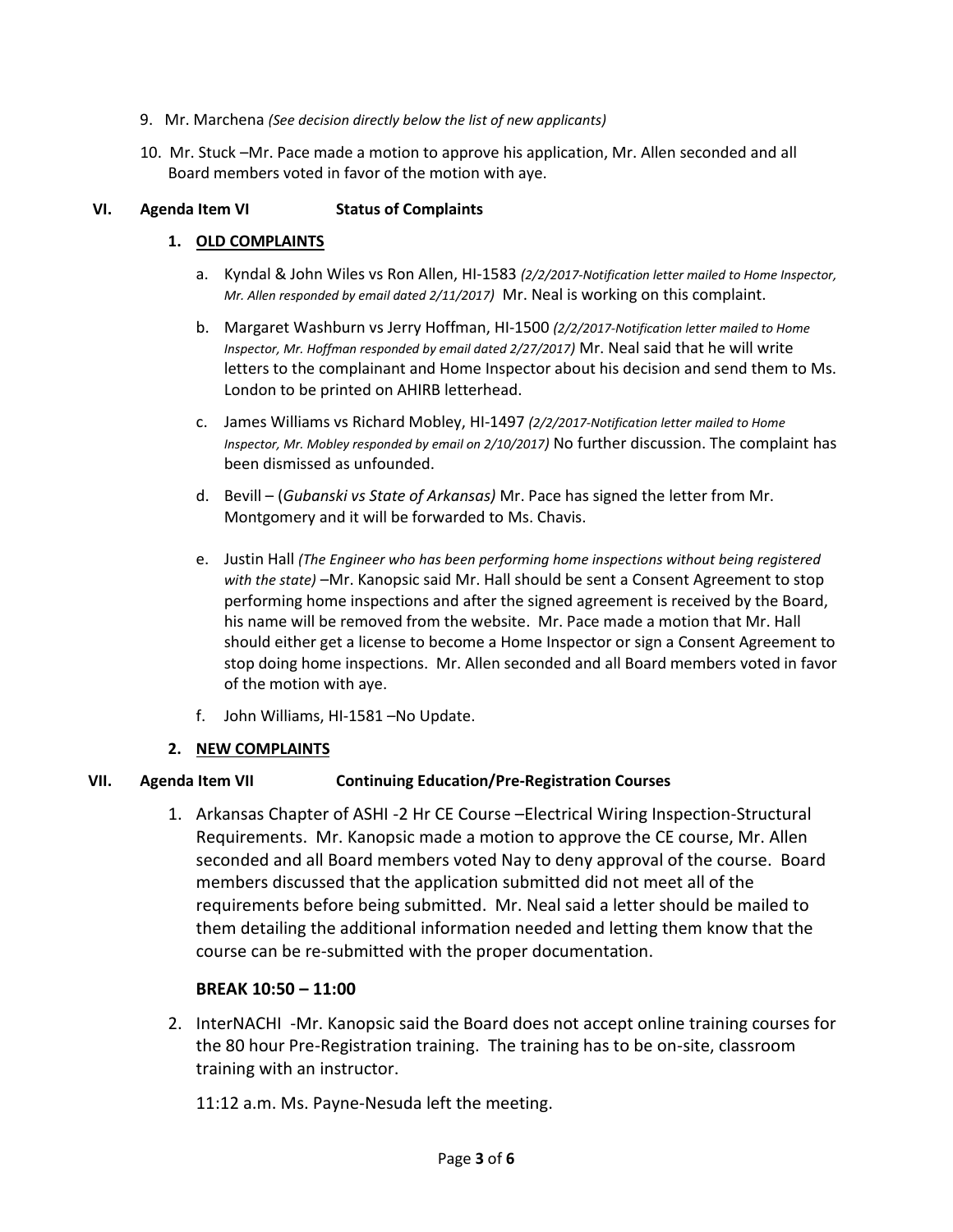9. Mr. Marchena *(See decision directly below the list of new applicants)*

10. Mr. Stuck –Mr. Pace made a motion to approve his application, Mr. Allen seconded and all Board members voted in favor of the motion with aye.

## VI. Agenda Item VI Status of Complaints

### 1. OLD COMPLAINTS

a. Kyndal & John Wiles vs Ron Allen, HI-1583 *(2/2/2017-Notification letter mailed to Home Inspector, Mr. Allen responded by email dated 2/11/2017)* Mr. Neal is working on this complaint.

b. Margaret Washburn vs Jerry Hoffman, HI-1500 *(2/2/2017-Notification letter mailed to Home Inspector, Mr. Hoffman responded by email dated 2/27/2017)* Mr. Neal said that he will write letters to the complainant and Home Inspector about his decision and send them to Ms. London to be printed on AHIRB letterhead.

c. James Williams vs Richard Mobley, HI-1497 *(2/2/2017-Notification letter mailed to Home Inspector, Mr. Mobley responded by email on 2/10/2017)* No further discussion. The complaint has been dismissed as unfounded.

d. Bevill – (*Gubanski vs State of Arkansas)* Mr. Pace has signed the letter from Mr. Montgomery and it will be forwarded to Ms. Chavis.

e. Justin Hall *(The Engineer who has been performing home inspections without being registered with the state)* –Mr. Kanopsic said Mr. Hall should be sent a Consent Agreement to stop performing home inspections and after the signed agreement is received by the Board, his name will be removed from the website. Mr. Pace made a motion that Mr. Hall should either get a license to become a Home Inspector or sign a Consent Agreement to stop doing home inspections. Mr. Allen seconded and all Board members voted in favor of the motion with aye.

f. John Williams, HI-1581 –No Update.

### 2. NEW COMPLAINTS

## VII. Agenda Item VII Continuing Education/Pre-Registration Courses

1. Arkansas Chapter of ASHI -2 Hr CE Course –Electrical Wiring Inspection-Structural Requirements. Mr. Kanopsic made a motion to approve the CE course, Mr. Allen seconded and all Board members voted Nay to deny approval of the course. Board members discussed that the application submitted did not meet all of the requirements before being submitted. Mr. Neal said a letter should be mailed to them detailing the additional information needed and letting them know that the course can be re-submitted with the proper documentation.

**BREAK 10:50 – 11:00**

2. InterNACHI -Mr. Kanopsic said the Board does not accept online training courses for the 80 hour Pre-Registration training. The training has to be on-site, classroom training with an instructor.

11:12 a.m. Ms. Payne-Nesuda left the meeting.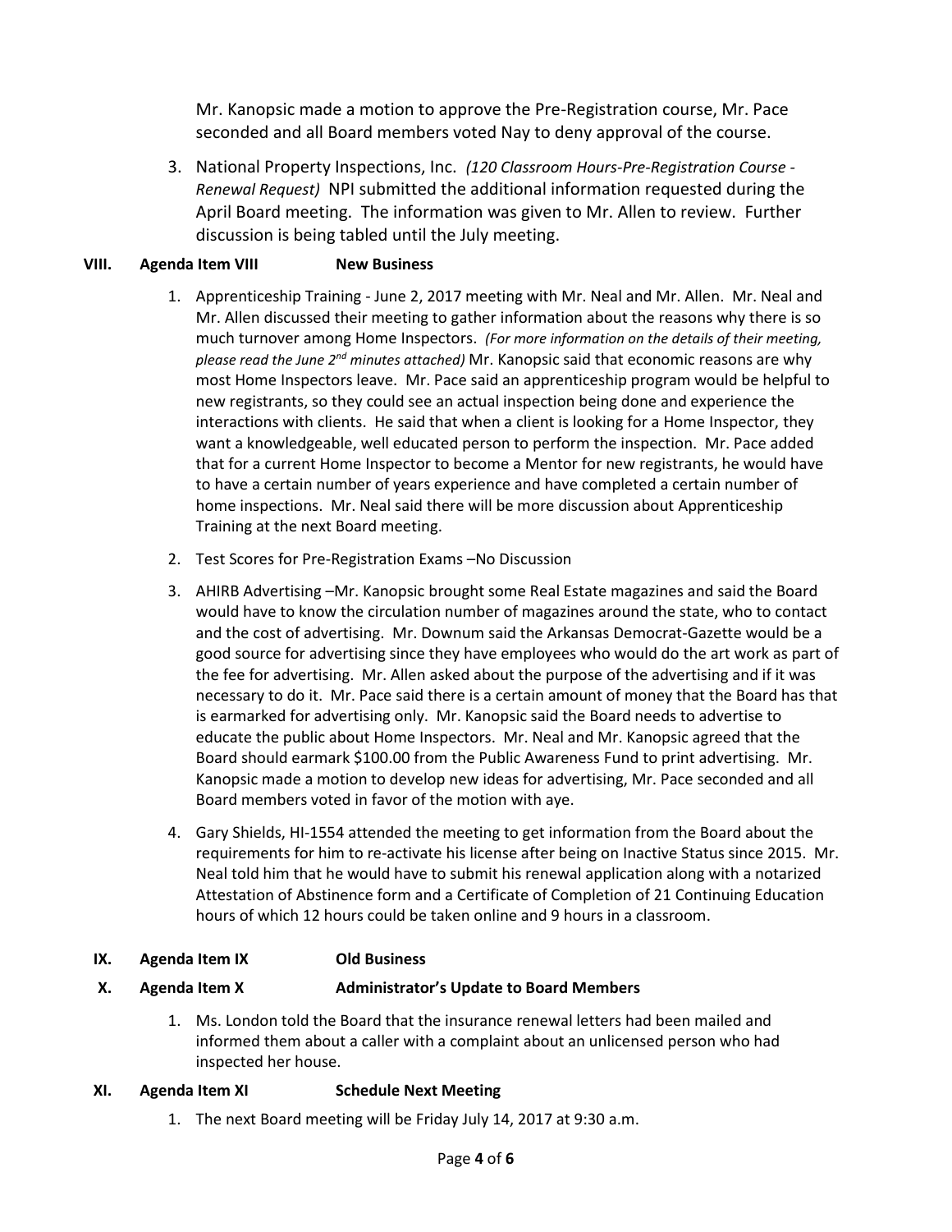Mr. Kanopsic made a motion to approve the Pre-Registration course, Mr. Pace seconded and all Board members voted Nay to deny approval of the course.

3. National Property Inspections, Inc. *(120 Classroom Hours-Pre-Registration Course - Renewal Request)* NPI submitted the additional information requested during the April Board meeting. The information was given to Mr. Allen to review. Further discussion is being tabled until the July meeting.

**VIII. Agenda Item VIII New Business**

1. Apprenticeship Training - June 2, 2017 meeting with Mr. Neal and Mr. Allen. Mr. Neal and Mr. Allen discussed their meeting to gather information about the reasons why there is so much turnover among Home Inspectors. *(For more information on the details of their meeting, please read the June 2nd minutes attached)* Mr. Kanopsic said that economic reasons are why most Home Inspectors leave. Mr. Pace said an apprenticeship program would be helpful to new registrants, so they could see an actual inspection being done and experience the interactions with clients. He said that when a client is looking for a Home Inspector, they want a knowledgeable, well educated person to perform the inspection. Mr. Pace added that for a current Home Inspector to become a Mentor for new registrants, he would have to have a certain number of years experience and have completed a certain number of home inspections. Mr. Neal said there will be more discussion about Apprenticeship Training at the next Board meeting.

2. Test Scores for Pre-Registration Exams –No Discussion

3. AHIRB Advertising –Mr. Kanopsic brought some Real Estate magazines and said the Board would have to know the circulation number of magazines around the state, who to contact and the cost of advertising. Mr. Downum said the Arkansas Democrat-Gazette would be a good source for advertising since they have employees who would do the art work as part of the fee for advertising. Mr. Allen asked about the purpose of the advertising and if it was necessary to do it. Mr. Pace said there is a certain amount of money that the Board has that is earmarked for advertising only. Mr. Kanopsic said the Board needs to advertise to educate the public about Home Inspectors. Mr. Neal and Mr. Kanopsic agreed that the Board should earmark $100.00 from the Public Awareness Fund to print advertising. Mr. Kanopsic made a motion to develop new ideas for advertising, Mr. Pace seconded and all Board members voted in favor of the motion with aye.

4. Gary Shields, HI-1554 attended the meeting to get information from the Board about the requirements for him to re-activate his license after being on Inactive Status since 2015. Mr. Neal told him that he would have to submit his renewal application along with a notarized Attestation of Abstinence form and a Certificate of Completion of 21 Continuing Education hours of which 12 hours could be taken online and 9 hours in a classroom.

**IX. Agenda Item IX Old Business**

**X. Agenda Item X Administrator's Update to Board Members**

1. Ms. London told the Board that the insurance renewal letters had been mailed and informed them about a caller with a complaint about an unlicensed person who had inspected her house.

**XI. Agenda Item XI Schedule Next Meeting**

1. The next Board meeting will be Friday July 14, 2017 at 9:30 a.m.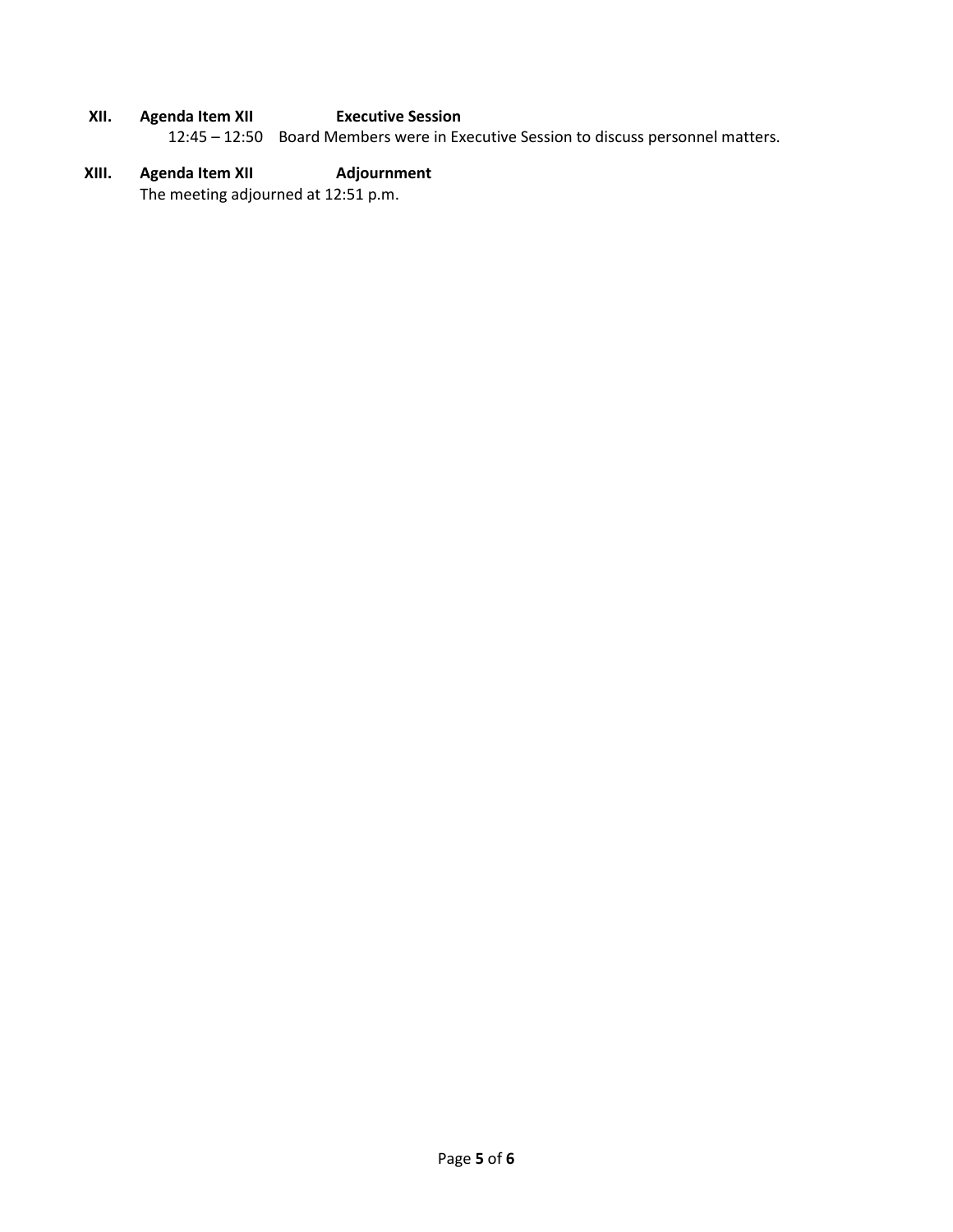**XII. Agenda Item XII Executive Session**

12:45 – 12:50 Board Members were in Executive Session to discuss personnel matters.

**XIII. Agenda Item XII Adjournment**

The meeting adjourned at 12:51 p.m.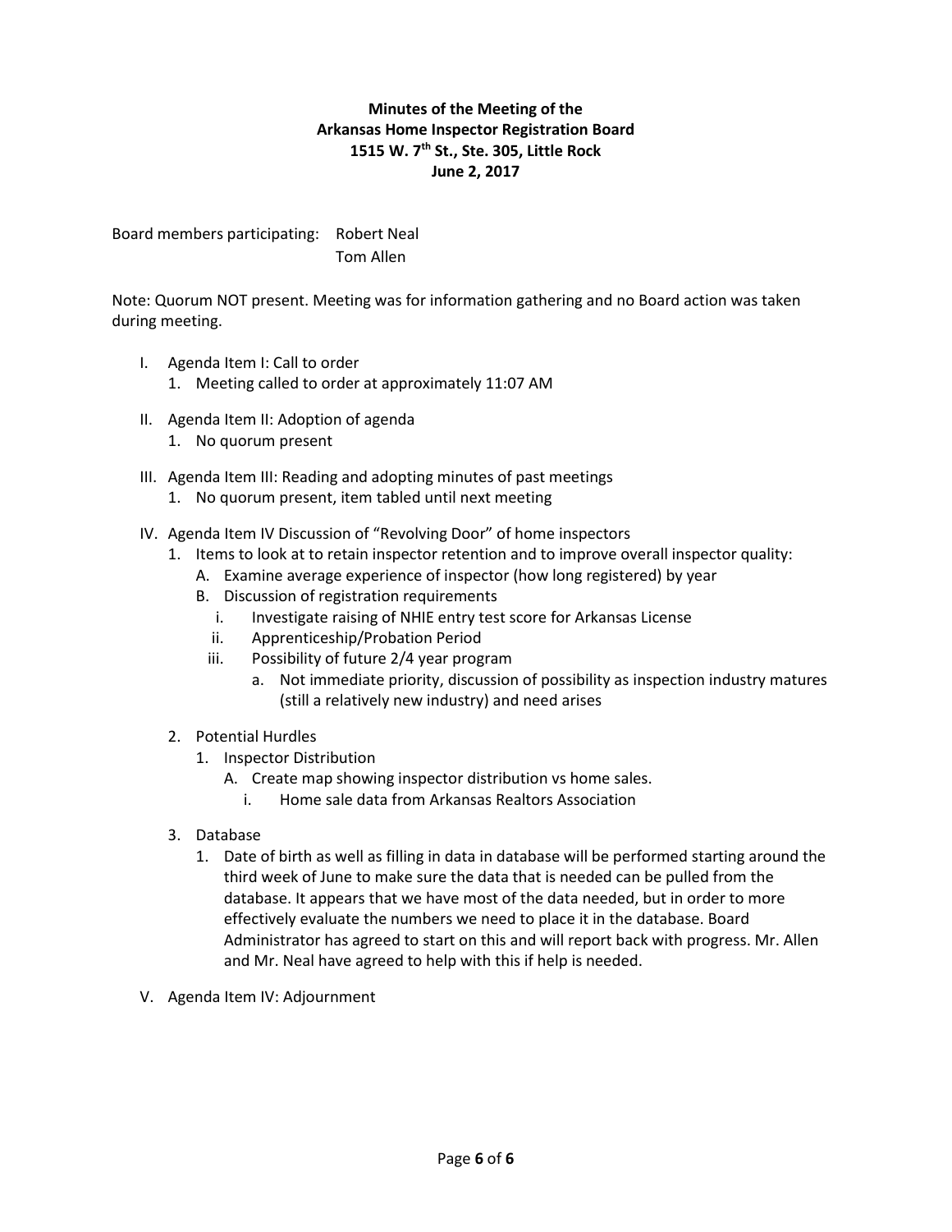**Minutes of the Meeting of the**
**Arkansas Home Inspector Registration Board**
**1515 W. 7th St., Ste. 305, Little Rock**
**June 2, 2017**

Board members participating: Robert Neal
Tom Allen

Note: Quorum NOT present. Meeting was for information gathering and no Board action was taken during meeting.

I. Agenda Item I: Call to order
   1. Meeting called to order at approximately 11:07 AM

II. Agenda Item II: Adoption of agenda
   1. No quorum present

III. Agenda Item III: Reading and adopting minutes of past meetings
   1. No quorum present, item tabled until next meeting

IV. Agenda Item IV Discussion of "Revolving Door" of home inspectors
   1. Items to look at to retain inspector retention and to improve overall inspector quality:
      A. Examine average experience of inspector (how long registered) by year
      B. Discussion of registration requirements
         i. Investigate raising of NHIE entry test score for Arkansas License
         ii. Apprenticeship/Probation Period
         iii. Possibility of future 2/4 year program
            a. Not immediate priority, discussion of possibility as inspection industry matures (still a relatively new industry) and need arises
   2. Potential Hurdles
      1. Inspector Distribution
         A. Create map showing inspector distribution vs home sales.
            i. Home sale data from Arkansas Realtors Association
   3. Database
      1. Date of birth as well as filling in data in database will be performed starting around the third week of June to make sure the data that is needed can be pulled from the database. It appears that we have most of the data needed, but in order to more effectively evaluate the numbers we need to place it in the database. Board Administrator has agreed to start on this and will report back with progress. Mr. Allen and Mr. Neal have agreed to help with this if help is needed.

V. Agenda Item IV: Adjournment